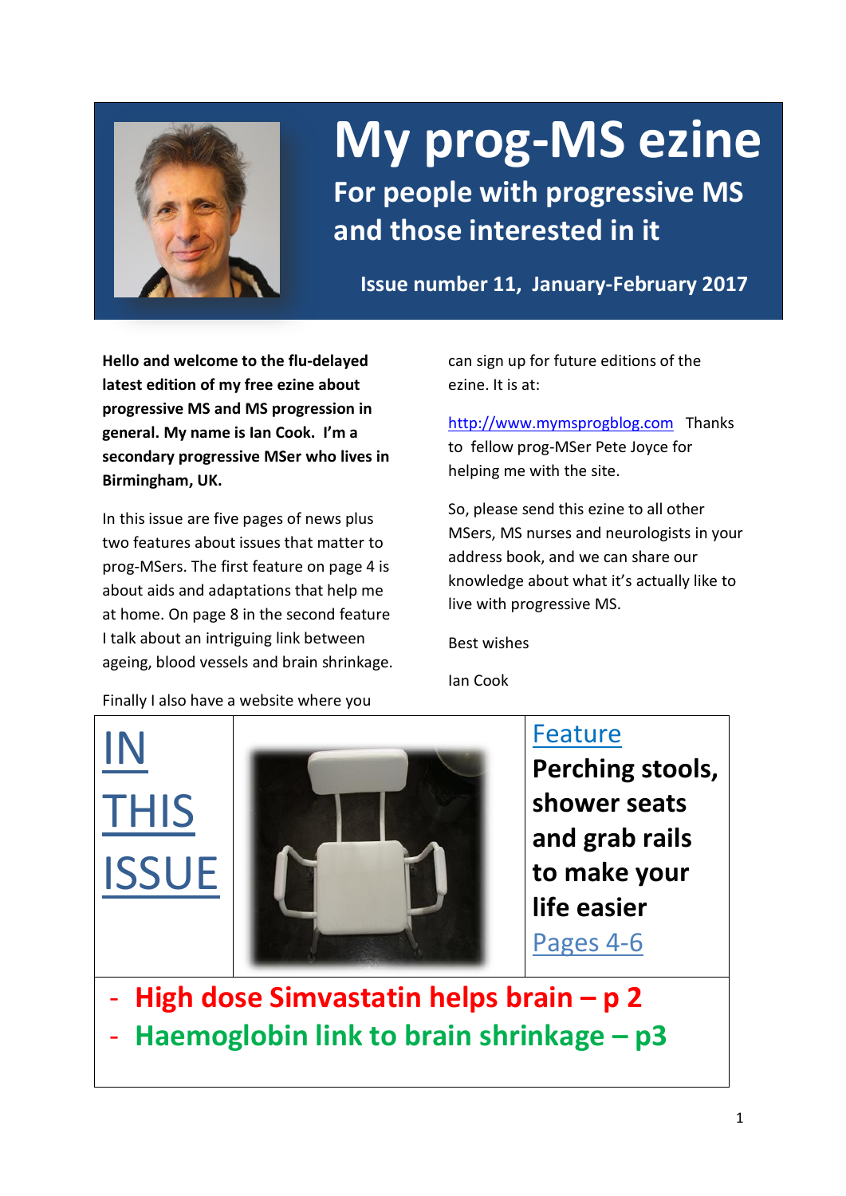# My prog-MS ezine

## For people with progressive MS and those interested in it

**Issue number 11, January-February 2017**

**Hello and welcome to the flu-delayed latest edition of my free ezine about progressive MS and MS progression in general. My name is Ian Cook. I'm a secondary progressive MSer who lives in Birmingham, UK.**

In this issue are five pages of news plus two features about issues that matter to prog-MSers. The first feature on page 4 is about aids and adaptations that help me at home. On page 8 in the second feature I talk about an intriguing link between ageing, blood vessels and brain shrinkage.

Finally I also have a website where you can sign up for future editions of the ezine. It is at:

http://www.mymsprogblog.com Thanks to fellow prog-MSer Pete Joyce for helping me with the site.

So, please send this ezine to all other MSers, MS nurses and neurologists in your address book, and we can share our knowledge about what it's actually like to live with progressive MS.

Best wishes

Ian Cook

## IN THIS ISSUE

Feature

**Perching stools, shower seats and grab rails to make your life easier**

Pages 4-6

- **High dose Simvastatin helps brain – p 2**
- **Haemoglobin link to brain shrinkage – p3**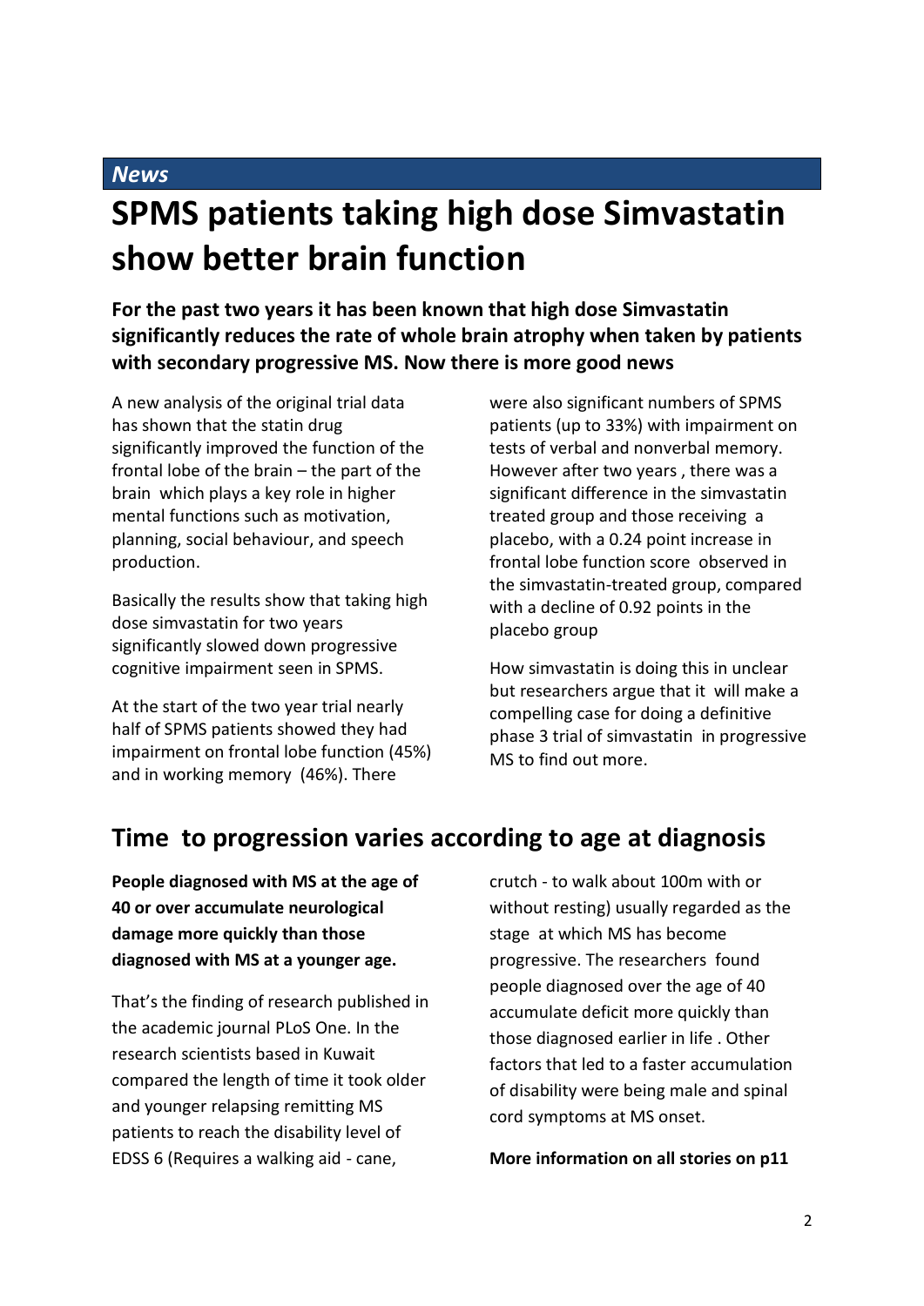*News*

# SPMS patients taking high dose Simvastatin show better brain function

**For the past two years it has been known that high dose Simvastatin significantly reduces the rate of whole brain atrophy when taken by patients with secondary progressive MS. Now there is more good news**

A new analysis of the original trial data has shown that the statin drug significantly improved the function of the frontal lobe of the brain – the part of the brain which plays a key role in higher mental functions such as motivation, planning, social behaviour, and speech production.

Basically the results show that taking high dose simvastatin for two years significantly slowed down progressive cognitive impairment seen in SPMS.

At the start of the two year trial nearly half of SPMS patients showed they had impairment on frontal lobe function (45%) and in working memory (46%). There were also significant numbers of SPMS patients (up to 33%) with impairment on tests of verbal and nonverbal memory. However after two years , there was a significant difference in the simvastatin treated group and those receiving a placebo, with a 0.24 point increase in frontal lobe function score observed in the simvastatin-treated group, compared with a decline of 0.92 points in the placebo group

How simvastatin is doing this in unclear but researchers argue that it will make a compelling case for doing a definitive phase 3 trial of simvastatin in progressive MS to find out more.

## Time to progression varies according to age at diagnosis

**People diagnosed with MS at the age of 40 or over accumulate neurological damage more quickly than those diagnosed with MS at a younger age.**

That's the finding of research published in the academic journal PLoS One. In the research scientists based in Kuwait compared the length of time it took older and younger relapsing remitting MS patients to reach the disability level of EDSS 6 (Requires a walking aid - cane, crutch - to walk about 100m with or without resting) usually regarded as the stage at which MS has become progressive. The researchers found people diagnosed over the age of 40 accumulate deficit more quickly than those diagnosed earlier in life . Other factors that led to a faster accumulation of disability were being male and spinal cord symptoms at MS onset.

**More information on all stories on p11**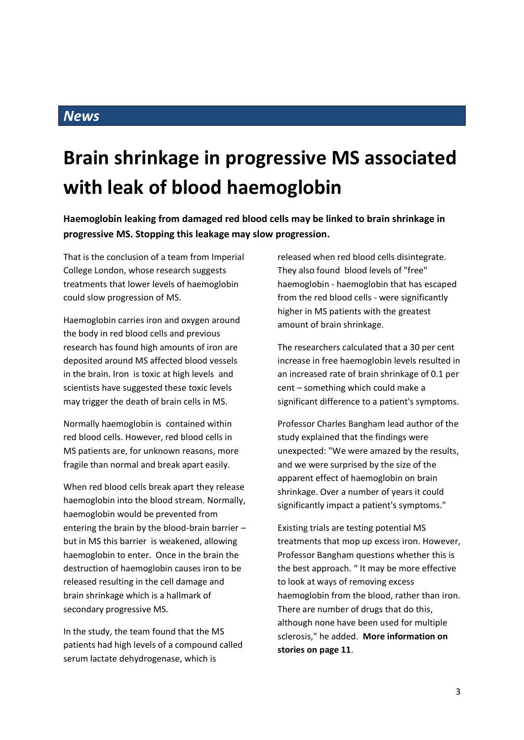## *News*

# Brain shrinkage in progressive MS associated with leak of blood haemoglobin

**Haemoglobin leaking from damaged red blood cells may be linked to brain shrinkage in progressive MS. Stopping this leakage may slow progression.**

That is the conclusion of a team from Imperial College London, whose research suggests treatments that lower levels of haemoglobin could slow progression of MS.

Haemoglobin carries iron and oxygen around the body in red blood cells and previous research has found high amounts of iron are deposited around MS affected blood vessels in the brain. Iron is toxic at high levels and scientists have suggested these toxic levels may trigger the death of brain cells in MS.

Normally haemoglobin is contained within red blood cells. However, red blood cells in MS patients are, for unknown reasons, more fragile than normal and break apart easily.

When red blood cells break apart they release haemoglobin into the blood stream. Normally, haemoglobin would be prevented from entering the brain by the blood-brain barrier – but in MS this barrier is weakened, allowing haemoglobin to enter. Once in the brain the destruction of haemoglobin causes iron to be released resulting in the cell damage and brain shrinkage which is a hallmark of secondary progressive MS.

In the study, the team found that the MS patients had high levels of a compound called serum lactate dehydrogenase, which is released when red blood cells disintegrate. They also found blood levels of "free" haemoglobin - haemoglobin that has escaped from the red blood cells - were significantly higher in MS patients with the greatest amount of brain shrinkage.

The researchers calculated that a 30 per cent increase in free haemoglobin levels resulted in an increased rate of brain shrinkage of 0.1 per cent – something which could make a significant difference to a patient's symptoms.

Professor Charles Bangham lead author of the study explained that the findings were unexpected: "We were amazed by the results, and we were surprised by the size of the apparent effect of haemoglobin on brain shrinkage. Over a number of years it could significantly impact a patient's symptoms."

Existing trials are testing potential MS treatments that mop up excess iron. However, Professor Bangham questions whether this is the best approach. " It may be more effective to look at ways of removing excess haemoglobin from the blood, rather than iron. There are number of drugs that do this, although none have been used for multiple sclerosis," he added. **More information on stories on page 11**.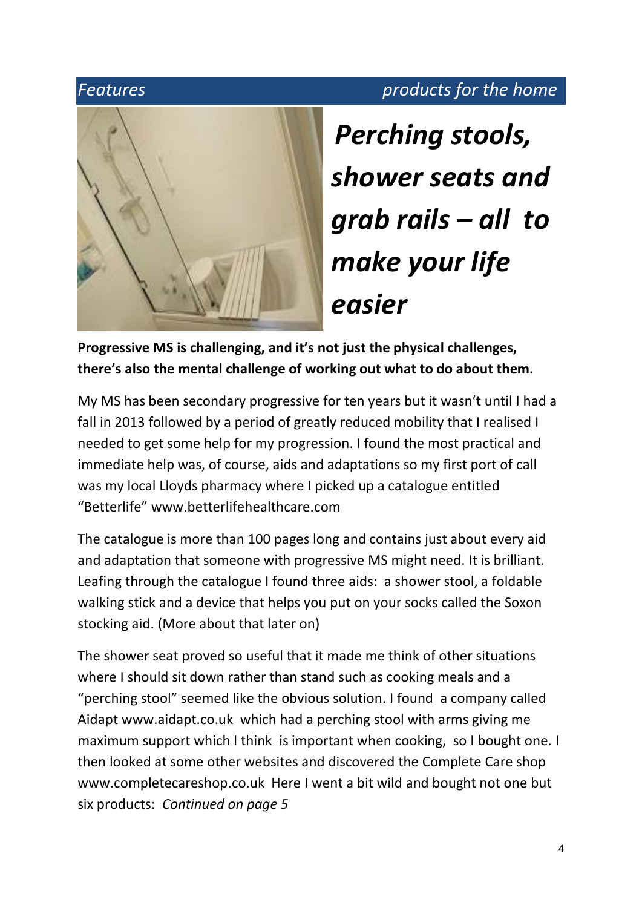*Features* *products for the home*

# *Perching stools, shower seats and grab rails – all to make your life easier*

**Progressive MS is challenging, and it's not just the physical challenges, there's also the mental challenge of working out what to do about them.**

My MS has been secondary progressive for ten years but it wasn't until I had a fall in 2013 followed by a period of greatly reduced mobility that I realised I needed to get some help for my progression. I found the most practical and immediate help was, of course, aids and adaptations so my first port of call was my local Lloyds pharmacy where I picked up a catalogue entitled "Betterlife" www.betterlifehealthcare.com

The catalogue is more than 100 pages long and contains just about every aid and adaptation that someone with progressive MS might need. It is brilliant. Leafing through the catalogue I found three aids: a shower stool, a foldable walking stick and a device that helps you put on your socks called the Soxon stocking aid. (More about that later on)

The shower seat proved so useful that it made me think of other situations where I should sit down rather than stand such as cooking meals and a "perching stool" seemed like the obvious solution. I found a company called Aidapt www.aidapt.co.uk which had a perching stool with arms giving me maximum support which I think is important when cooking, so I bought one. I then looked at some other websites and discovered the Complete Care shop www.completecareshop.co.uk Here I went a bit wild and bought not one but six products: *Continued on page 5*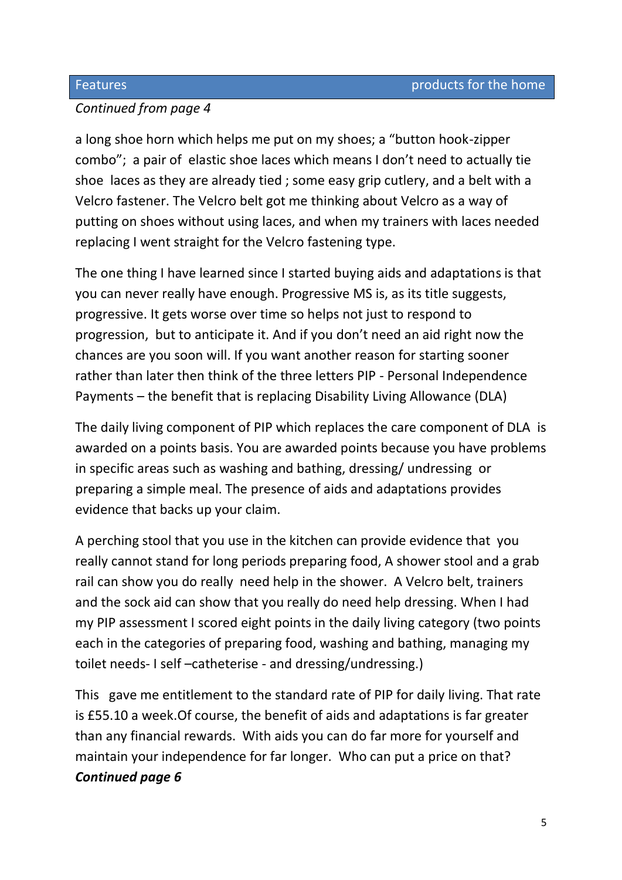Features products for the home

*Continued from page 4*

a long shoe horn which helps me put on my shoes; a "button hook-zipper combo"; a pair of elastic shoe laces which means I don't need to actually tie shoe laces as they are already tied ; some easy grip cutlery, and a belt with a Velcro fastener. The Velcro belt got me thinking about Velcro as a way of putting on shoes without using laces, and when my trainers with laces needed replacing I went straight for the Velcro fastening type.

The one thing I have learned since I started buying aids and adaptations is that you can never really have enough. Progressive MS is, as its title suggests, progressive. It gets worse over time so helps not just to respond to progression, but to anticipate it. And if you don't need an aid right now the chances are you soon will. If you want another reason for starting sooner rather than later then think of the three letters PIP - Personal Independence Payments – the benefit that is replacing Disability Living Allowance (DLA)

The daily living component of PIP which replaces the care component of DLA is awarded on a points basis. You are awarded points because you have problems in specific areas such as washing and bathing, dressing/ undressing or preparing a simple meal. The presence of aids and adaptations provides evidence that backs up your claim.

A perching stool that you use in the kitchen can provide evidence that you really cannot stand for long periods preparing food, A shower stool and a grab rail can show you do really need help in the shower. A Velcro belt, trainers and the sock aid can show that you really do need help dressing. When I had my PIP assessment I scored eight points in the daily living category (two points each in the categories of preparing food, washing and bathing, managing my toilet needs- I self –catheterise - and dressing/undressing.)

This gave me entitlement to the standard rate of PIP for daily living. That rate is £55.10 a week.Of course, the benefit of aids and adaptations is far greater than any financial rewards. With aids you can do far more for yourself and maintain your independence for far longer. Who can put a price on that?

***Continued page 6***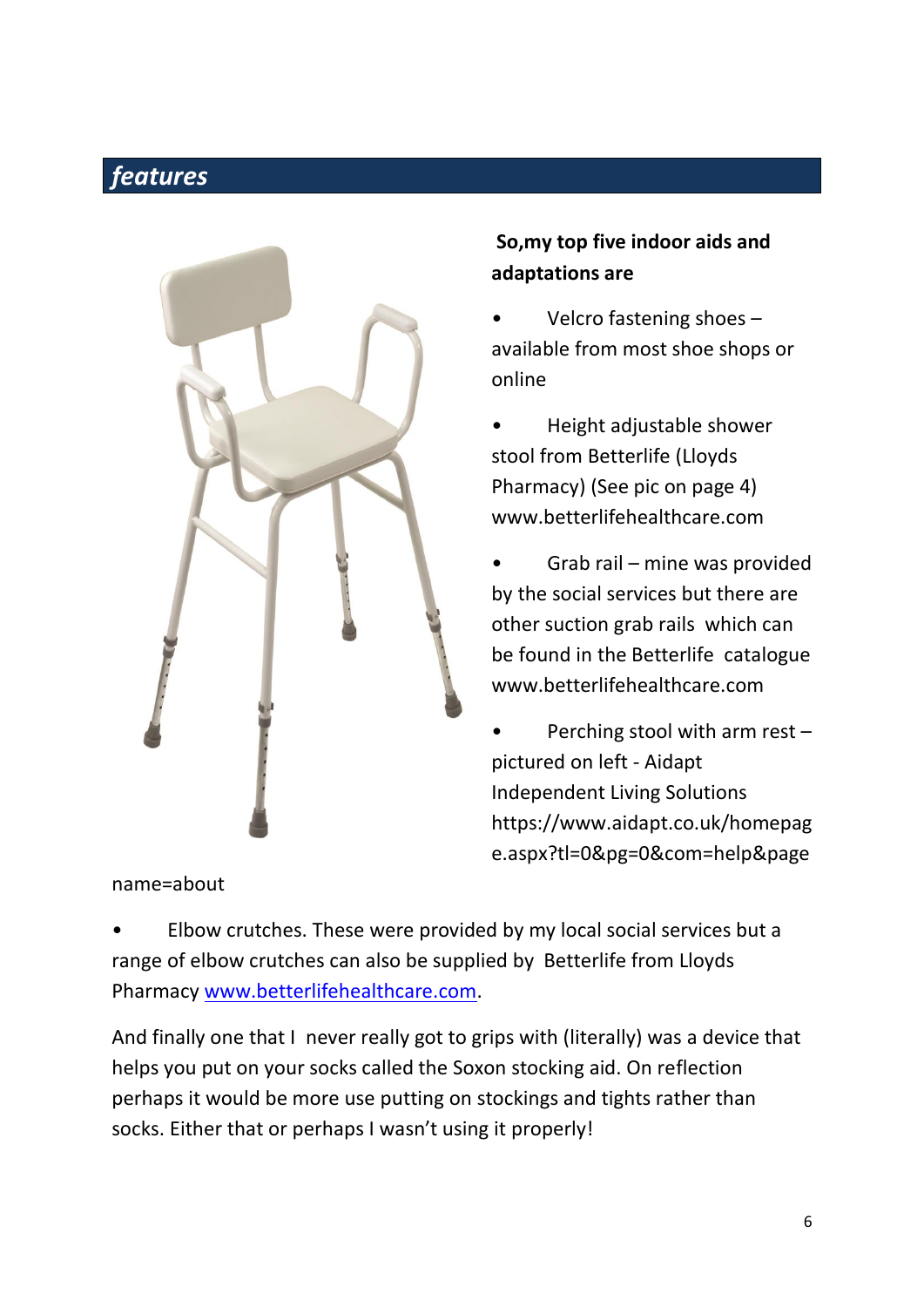## *features*

**So,my top five indoor aids and adaptations are**

- Velcro fastening shoes – available from most shoe shops or online
- Height adjustable shower stool from Betterlife (Lloyds Pharmacy) (See pic on page 4) www.betterlifehealthcare.com
- Grab rail – mine was provided by the social services but there are other suction grab rails which can be found in the Betterlife catalogue www.betterlifehealthcare.com
- Perching stool with arm rest – pictured on left - Aidapt Independent Living Solutions https://www.aidapt.co.uk/homepage.aspx?tl=0&pg=0&com=help&pagename=about
- Elbow crutches. These were provided by my local social services but a range of elbow crutches can also be supplied by Betterlife from Lloyds Pharmacy [www.betterlifehealthcare.com](www.betterlifehealthcare.com).

And finally one that I never really got to grips with (literally) was a device that helps you put on your socks called the Soxon stocking aid. On reflection perhaps it would be more use putting on stockings and tights rather than socks. Either that or perhaps I wasn't using it properly!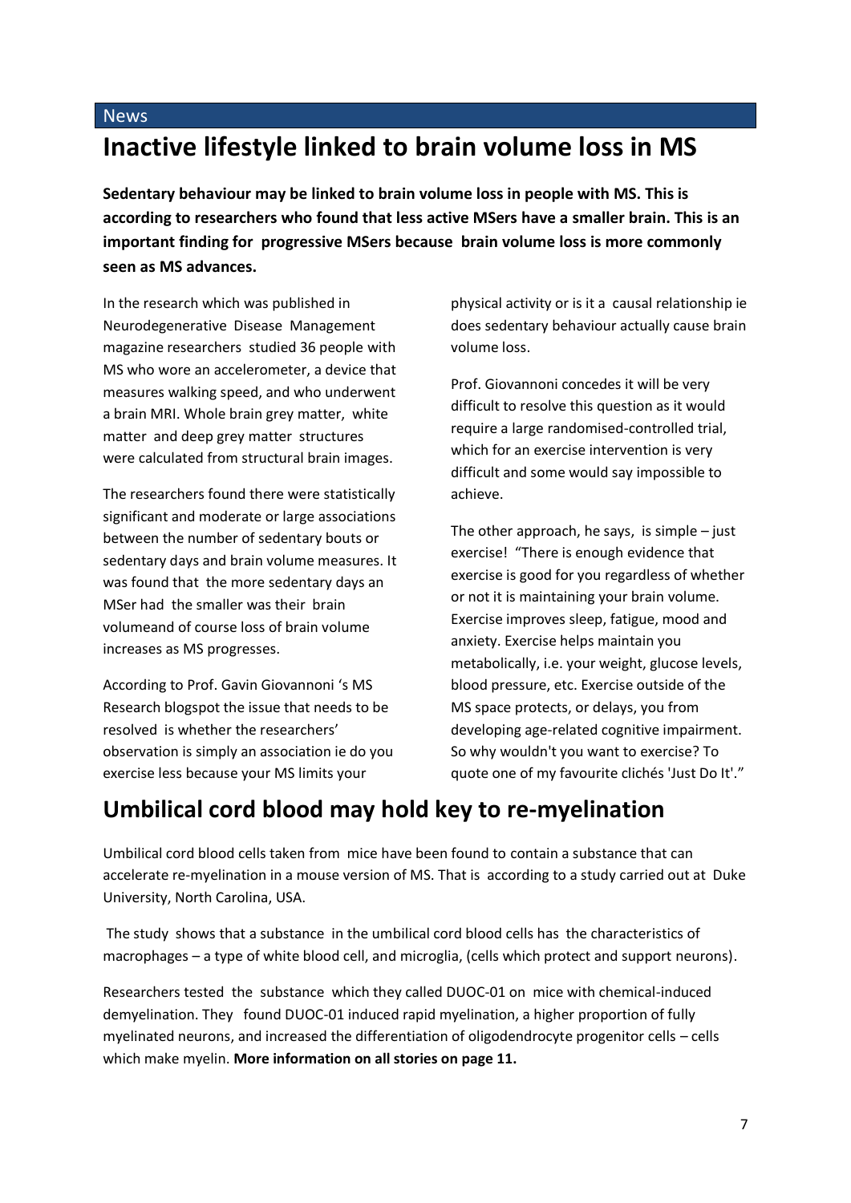News

# Inactive lifestyle linked to brain volume loss in MS

**Sedentary behaviour may be linked to brain volume loss in people with MS. This is according to researchers who found that less active MSers have a smaller brain. This is an important finding for progressive MSers because brain volume loss is more commonly seen as MS advances.**

In the research which was published in Neurodegenerative Disease Management magazine researchers studied 36 people with MS who wore an accelerometer, a device that measures walking speed, and who underwent a brain MRI. Whole brain grey matter, white matter and deep grey matter structures were calculated from structural brain images.

The researchers found there were statistically significant and moderate or large associations between the number of sedentary bouts or sedentary days and brain volume measures. It was found that the more sedentary days an MSer had the smaller was their brain volumeand of course loss of brain volume increases as MS progresses.

According to Prof. Gavin Giovannoni 's MS Research blogspot the issue that needs to be resolved is whether the researchers' observation is simply an association ie do you exercise less because your MS limits your physical activity or is it a causal relationship ie does sedentary behaviour actually cause brain volume loss.

Prof. Giovannoni concedes it will be very difficult to resolve this question as it would require a large randomised-controlled trial, which for an exercise intervention is very difficult and some would say impossible to achieve.

The other approach, he says, is simple – just exercise! "There is enough evidence that exercise is good for you regardless of whether or not it is maintaining your brain volume. Exercise improves sleep, fatigue, mood and anxiety. Exercise helps maintain you metabolically, i.e. your weight, glucose levels, blood pressure, etc. Exercise outside of the MS space protects, or delays, you from developing age-related cognitive impairment. So why wouldn't you want to exercise? To quote one of my favourite clichés 'Just Do It'."

# Umbilical cord blood may hold key to re-myelination

Umbilical cord blood cells taken from mice have been found to contain a substance that can accelerate re-myelination in a mouse version of MS. That is according to a study carried out at Duke University, North Carolina, USA.

The study shows that a substance in the umbilical cord blood cells has the characteristics of macrophages – a type of white blood cell, and microglia, (cells which protect and support neurons).

Researchers tested the substance which they called DUOC-01 on mice with chemical-induced demyelination. They found DUOC-01 induced rapid myelination, a higher proportion of fully myelinated neurons, and increased the differentiation of oligodendrocyte progenitor cells – cells which make myelin. **More information on all stories on page 11.**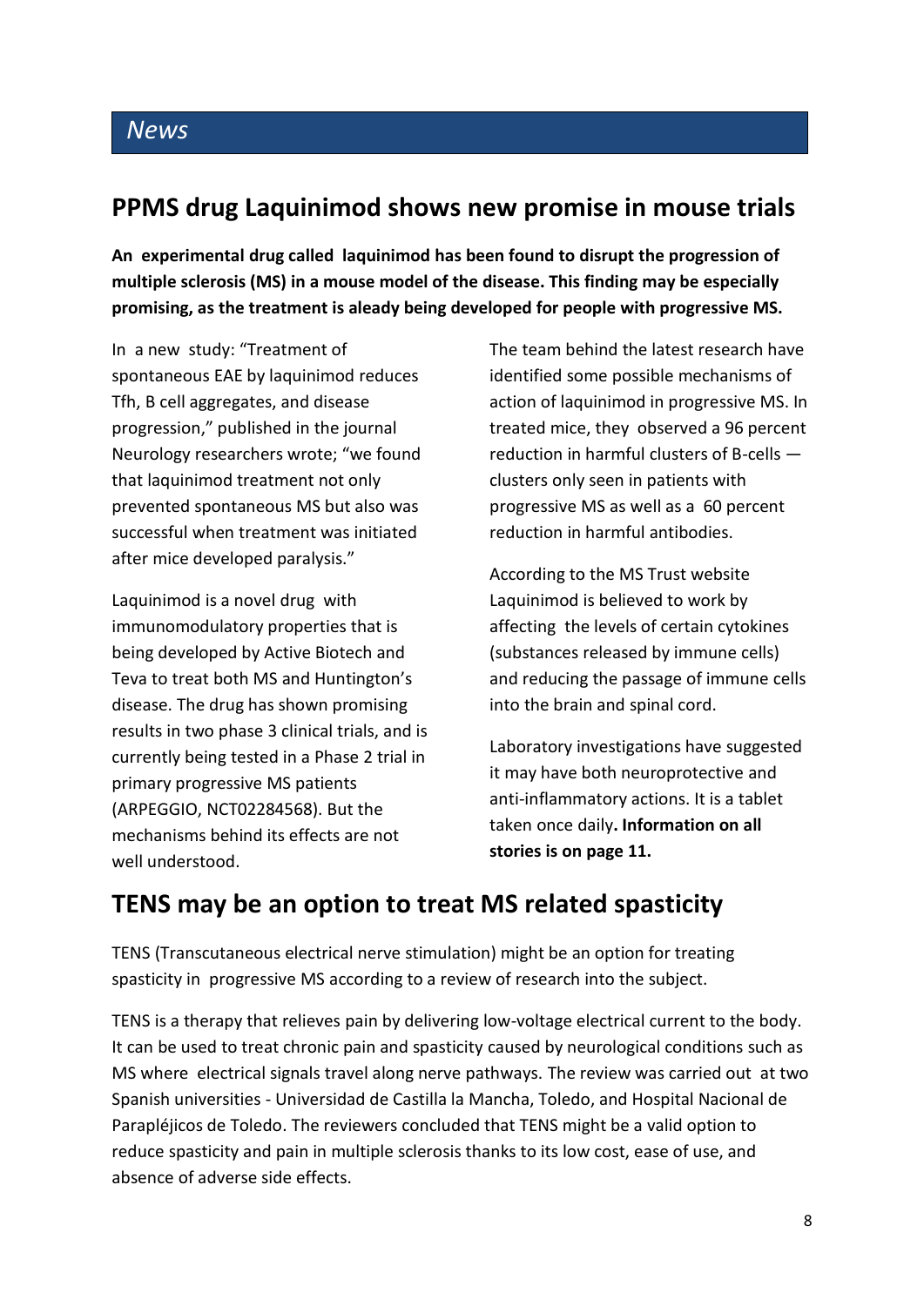# News

## PPMS drug Laquinimod shows new promise in mouse trials

**An experimental drug called laquinimod has been found to disrupt the progression of multiple sclerosis (MS) in a mouse model of the disease. This finding may be especially promising, as the treatment is aleady being developed for people with progressive MS.**

In a new study: "Treatment of spontaneous EAE by laquinimod reduces Tfh, B cell aggregates, and disease progression," published in the journal Neurology researchers wrote; "we found that laquinimod treatment not only prevented spontaneous MS but also was successful when treatment was initiated after mice developed paralysis."

Laquinimod is a novel drug with immunomodulatory properties that is being developed by Active Biotech and Teva to treat both MS and Huntington's disease. The drug has shown promising results in two phase 3 clinical trials, and is currently being tested in a Phase 2 trial in primary progressive MS patients (ARPEGGIO, NCT02284568). But the mechanisms behind its effects are not well understood.

The team behind the latest research have identified some possible mechanisms of action of laquinimod in progressive MS. In treated mice, they observed a 96 percent reduction in harmful clusters of B-cells — clusters only seen in patients with progressive MS as well as a 60 percent reduction in harmful antibodies.

According to the MS Trust website Laquinimod is believed to work by affecting the levels of certain cytokines (substances released by immune cells) and reducing the passage of immune cells into the brain and spinal cord.

Laboratory investigations have suggested it may have both neuroprotective and anti-inflammatory actions. It is a tablet taken once daily**. Information on all stories is on page 11.**

## TENS may be an option to treat MS related spasticity

TENS (Transcutaneous electrical nerve stimulation) might be an option for treating spasticity in progressive MS according to a review of research into the subject.

TENS is a therapy that relieves pain by delivering low-voltage electrical current to the body. It can be used to treat chronic pain and spasticity caused by neurological conditions such as MS where electrical signals travel along nerve pathways. The review was carried out at two Spanish universities - Universidad de Castilla la Mancha, Toledo, and Hospital Nacional de Parapléjicos de Toledo. The reviewers concluded that TENS might be a valid option to reduce spasticity and pain in multiple sclerosis thanks to its low cost, ease of use, and absence of adverse side effects.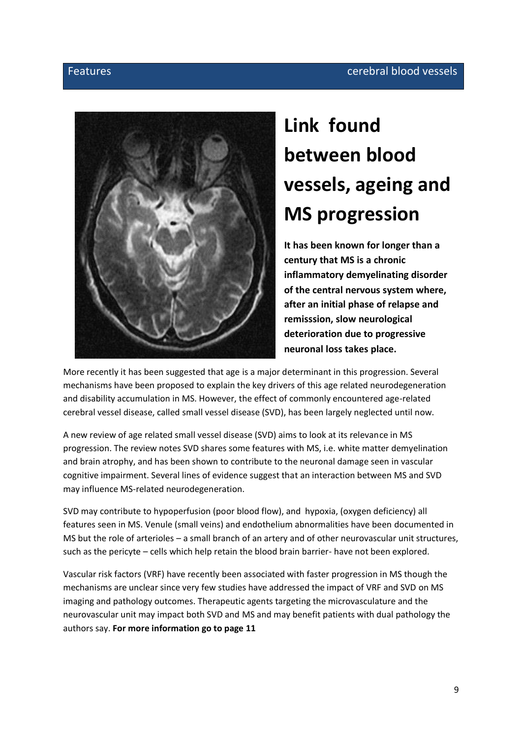# Link found between blood vessels, ageing and MS progression

**It has been known for longer than a century that MS is a chronic inflammatory demyelinating disorder of the central nervous system where, after an initial phase of relapse and remisssion, slow neurological deterioration due to progressive neuronal loss takes place.**

More recently it has been suggested that age is a major determinant in this progression. Several mechanisms have been proposed to explain the key drivers of this age related neurodegeneration and disability accumulation in MS. However, the effect of commonly encountered age-related cerebral vessel disease, called small vessel disease (SVD), has been largely neglected until now.

A new review of age related small vessel disease (SVD) aims to look at its relevance in MS progression. The review notes SVD shares some features with MS, i.e. white matter demyelination and brain atrophy, and has been shown to contribute to the neuronal damage seen in vascular cognitive impairment. Several lines of evidence suggest that an interaction between MS and SVD may influence MS-related neurodegeneration.

SVD may contribute to hypoperfusion (poor blood flow), and hypoxia, (oxygen deficiency) all features seen in MS. Venule (small veins) and endothelium abnormalities have been documented in MS but the role of arterioles – a small branch of an artery and of other neurovascular unit structures, such as the pericyte – cells which help retain the blood brain barrier- have not been explored.

Vascular risk factors (VRF) have recently been associated with faster progression in MS though the mechanisms are unclear since very few studies have addressed the impact of VRF and SVD on MS imaging and pathology outcomes. Therapeutic agents targeting the microvasculature and the neurovascular unit may impact both SVD and MS and may benefit patients with dual pathology the authors say. **For more information go to page 11**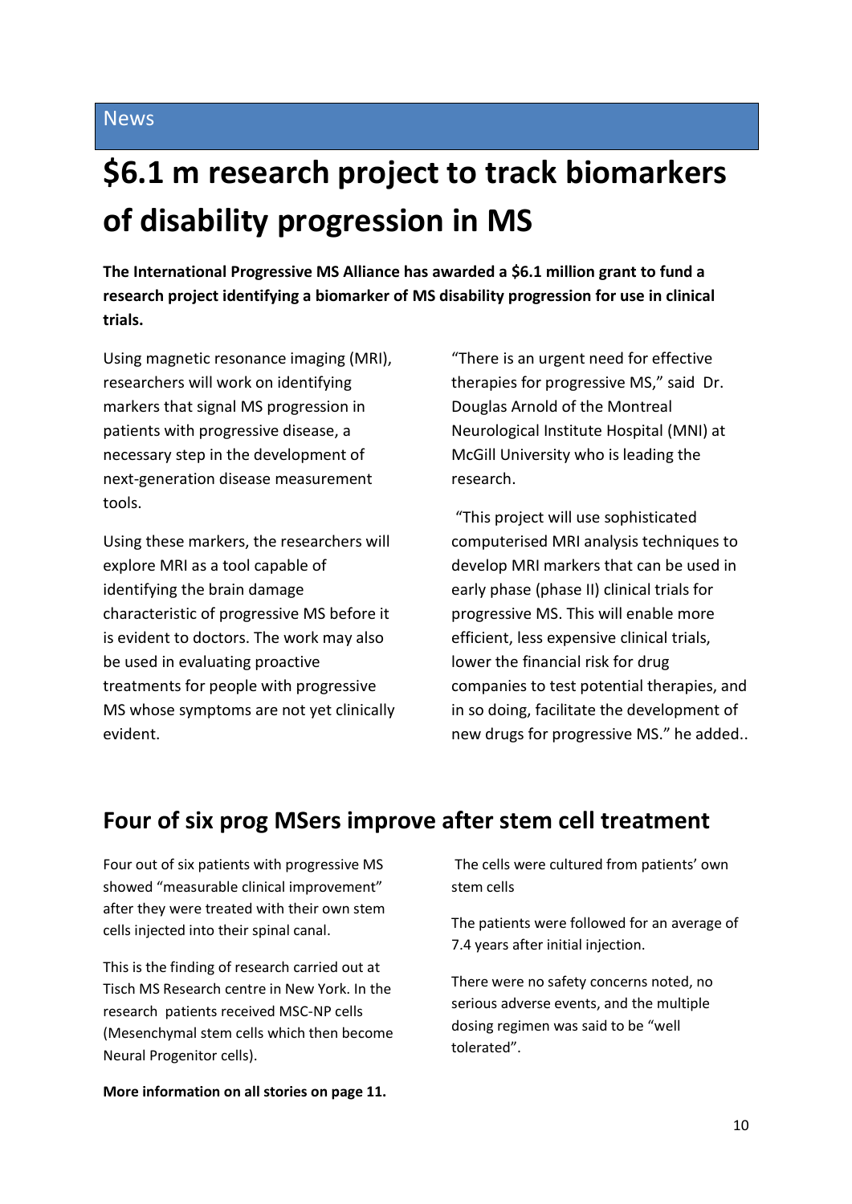News

# $6.1 m research project to track biomarkers of disability progression in MS

**The International Progressive MS Alliance has awarded a $6.1 million grant to fund a research project identifying a biomarker of MS disability progression for use in clinical trials.**

Using magnetic resonance imaging (MRI), researchers will work on identifying markers that signal MS progression in patients with progressive disease, a necessary step in the development of next-generation disease measurement tools.

Using these markers, the researchers will explore MRI as a tool capable of identifying the brain damage characteristic of progressive MS before it is evident to doctors. The work may also be used in evaluating proactive treatments for people with progressive MS whose symptoms are not yet clinically evident.

"There is an urgent need for effective therapies for progressive MS," said Dr. Douglas Arnold of the Montreal Neurological Institute Hospital (MNI) at McGill University who is leading the research.

"This project will use sophisticated computerised MRI analysis techniques to develop MRI markers that can be used in early phase (phase II) clinical trials for progressive MS. This will enable more efficient, less expensive clinical trials, lower the financial risk for drug companies to test potential therapies, and in so doing, facilitate the development of new drugs for progressive MS." he added..

## Four of six prog MSers improve after stem cell treatment

Four out of six patients with progressive MS showed "measurable clinical improvement" after they were treated with their own stem cells injected into their spinal canal.

This is the finding of research carried out at Tisch MS Research centre in New York. In the research patients received MSC-NP cells (Mesenchymal stem cells which then become Neural Progenitor cells).

The cells were cultured from patients' own stem cells

The patients were followed for an average of 7.4 years after initial injection.

There were no safety concerns noted, no serious adverse events, and the multiple dosing regimen was said to be "well tolerated".

**More information on all stories on page 11.**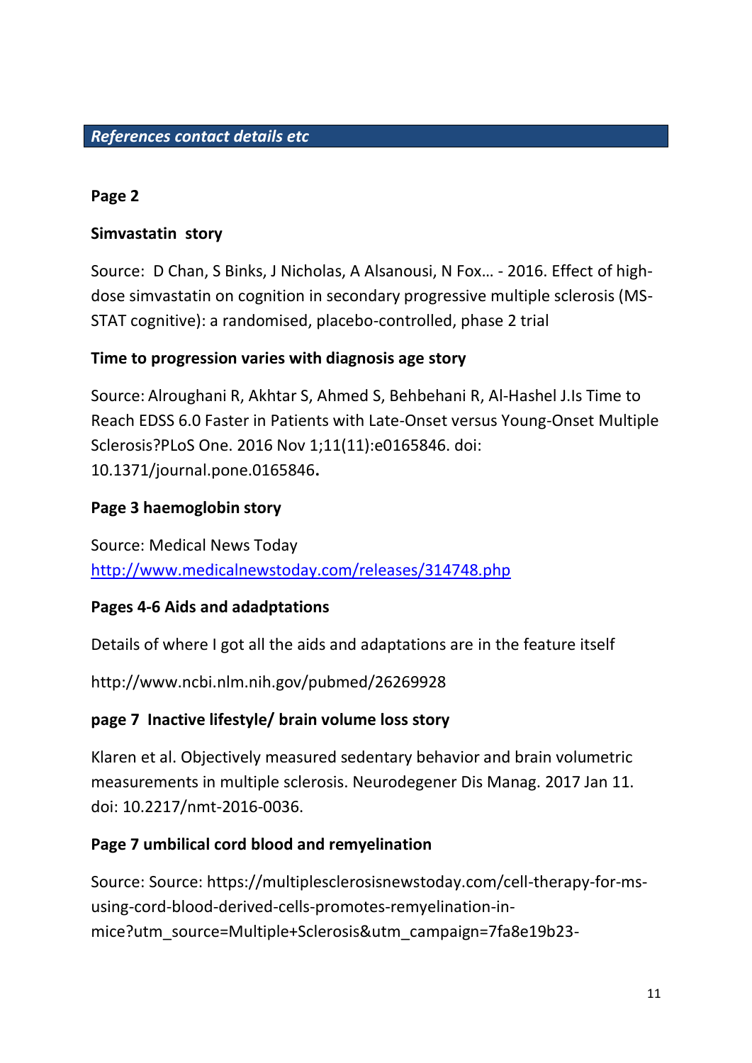## *References contact details etc*

**Page 2**

**Simvastatin story**

Source: D Chan, S Binks, J Nicholas, A Alsanousi, N Fox… - 2016. Effect of high-dose simvastatin on cognition in secondary progressive multiple sclerosis (MS-STAT cognitive): a randomised, placebo-controlled, phase 2 trial

**Time to progression varies with diagnosis age story**

Source: Alroughani R, Akhtar S, Ahmed S, Behbehani R, Al-Hashel J.Is Time to Reach EDSS 6.0 Faster in Patients with Late-Onset versus Young-Onset Multiple Sclerosis?PLoS One. 2016 Nov 1;11(11):e0165846. doi: 10.1371/journal.pone.0165846.

**Page 3 haemoglobin story**

Source: Medical News Today
http://www.medicalnewstoday.com/releases/314748.php

**Pages 4-6 Aids and adadptations**

Details of where I got all the aids and adaptations are in the feature itself

http://www.ncbi.nlm.nih.gov/pubmed/26269928

**page 7 Inactive lifestyle/ brain volume loss story**

Klaren et al. Objectively measured sedentary behavior and brain volumetric measurements in multiple sclerosis. Neurodegener Dis Manag. 2017 Jan 11. doi: 10.2217/nmt-2016-0036.

**Page 7 umbilical cord blood and remyelination**

Source: Source: https://multiplesclerosisnewstoday.com/cell-therapy-for-ms-using-cord-blood-derived-cells-promotes-remyelination-in-mice?utm_source=Multiple+Sclerosis&utm_campaign=7fa8e19b23-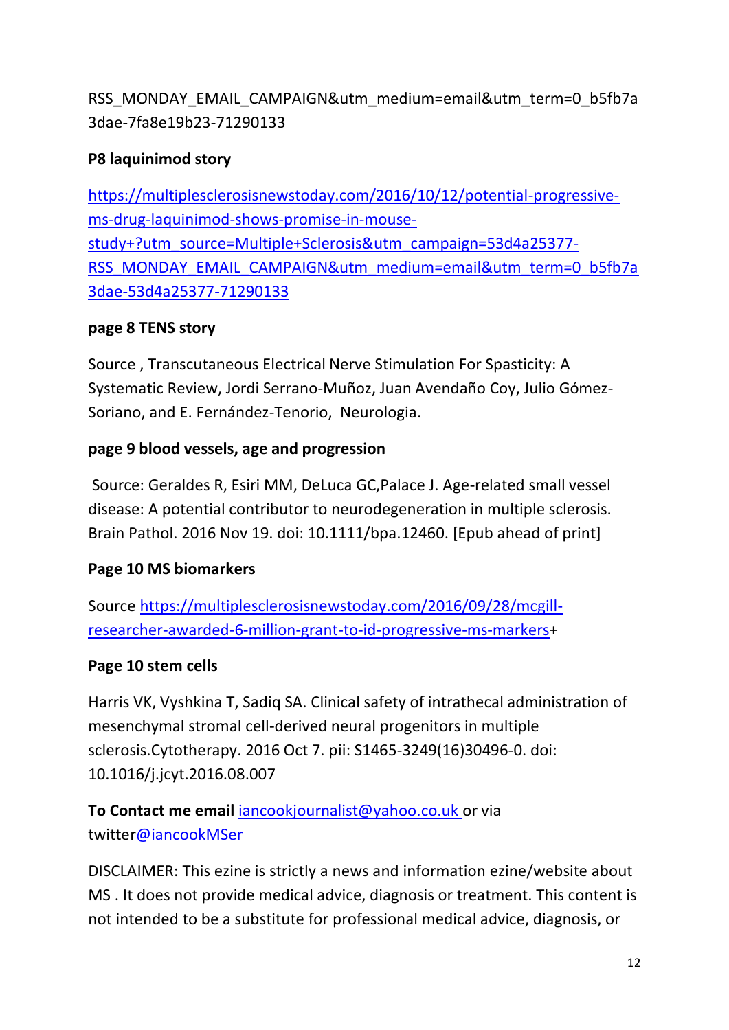RSS_MONDAY_EMAIL_CAMPAIGN&utm_medium=email&utm_term=0_b5fb7a3dae-7fa8e19b23-71290133

**P8 laquinimod story**

https://multiplesclerosisnewstoday.com/2016/10/12/potential-progressive-ms-drug-laquinimod-shows-promise-in-mouse-study+?utm_source=Multiple+Sclerosis&utm_campaign=53d4a25377-RSS_MONDAY_EMAIL_CAMPAIGN&utm_medium=email&utm_term=0_b5fb7a3dae-53d4a25377-71290133

**page 8 TENS story**

Source , Transcutaneous Electrical Nerve Stimulation For Spasticity: A Systematic Review, Jordi Serrano-Muñoz, Juan Avendaño Coy, Julio Gómez-Soriano, and E. Fernández-Tenorio, Neurologia.

**page 9 blood vessels, age and progression**

Source: Geraldes R, Esiri MM, DeLuca GC,Palace J. Age-related small vessel disease: A potential contributor to neurodegeneration in multiple sclerosis. Brain Pathol. 2016 Nov 19. doi: 10.1111/bpa.12460. [Epub ahead of print]

**Page 10 MS biomarkers**

Source https://multiplesclerosisnewstoday.com/2016/09/28/mcgill-researcher-awarded-6-million-grant-to-id-progressive-ms-markers+

**Page 10 stem cells**

Harris VK, Vyshkina T, Sadiq SA. Clinical safety of intrathecal administration of mesenchymal stromal cell-derived neural progenitors in multiple sclerosis.Cytotherapy. 2016 Oct 7. pii: S1465-3249(16)30496-0. doi: 10.1016/j.jcyt.2016.08.007

**To Contact me email** iancookjournalist@yahoo.co.uk or via twitter@iancookMSer

DISCLAIMER: This ezine is strictly a news and information ezine/website about MS . It does not provide medical advice, diagnosis or treatment. This content is not intended to be a substitute for professional medical advice, diagnosis, or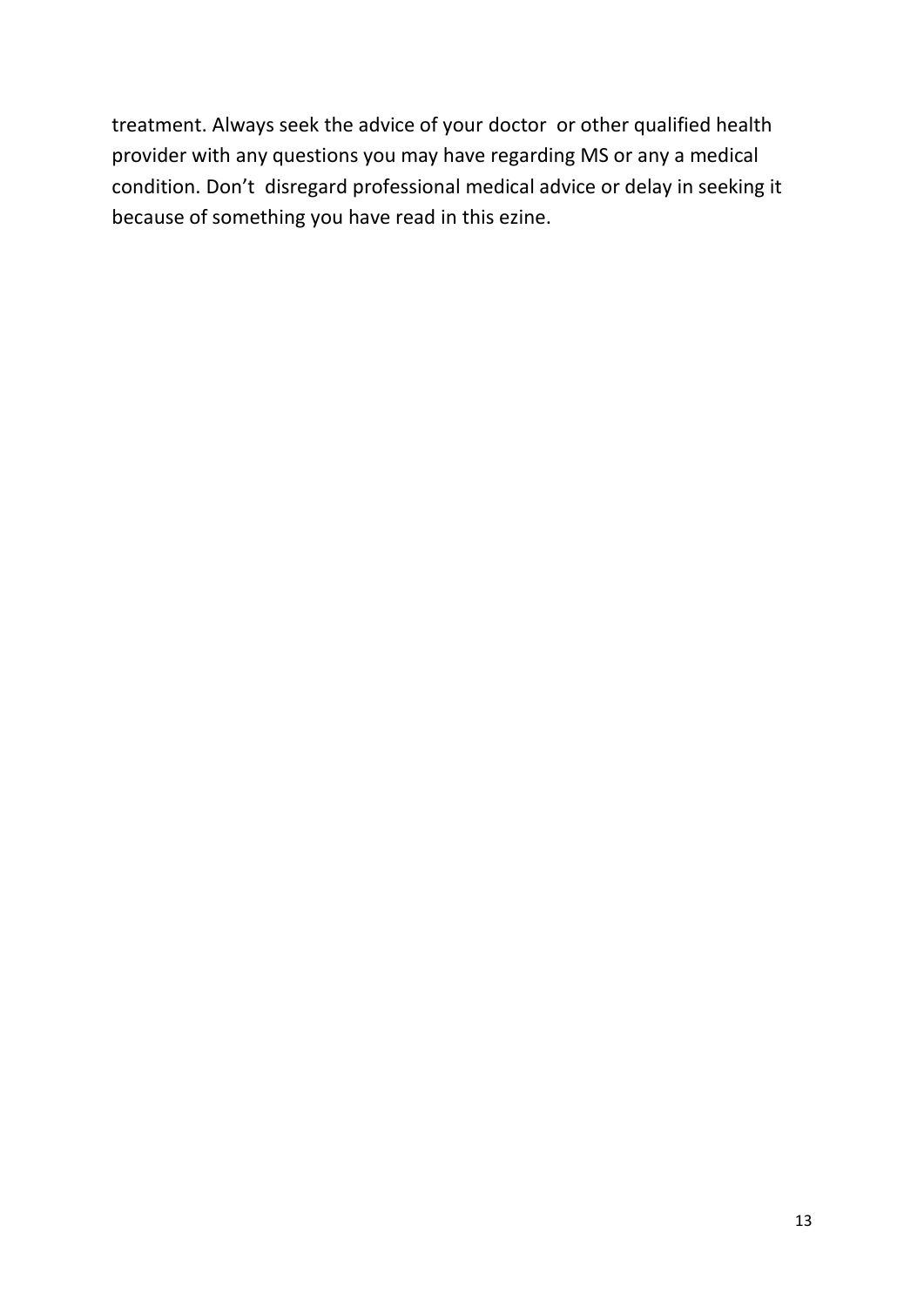treatment. Always seek the advice of your doctor or other qualified health provider with any questions you may have regarding MS or any a medical condition. Don't disregard professional medical advice or delay in seeking it because of something you have read in this ezine.